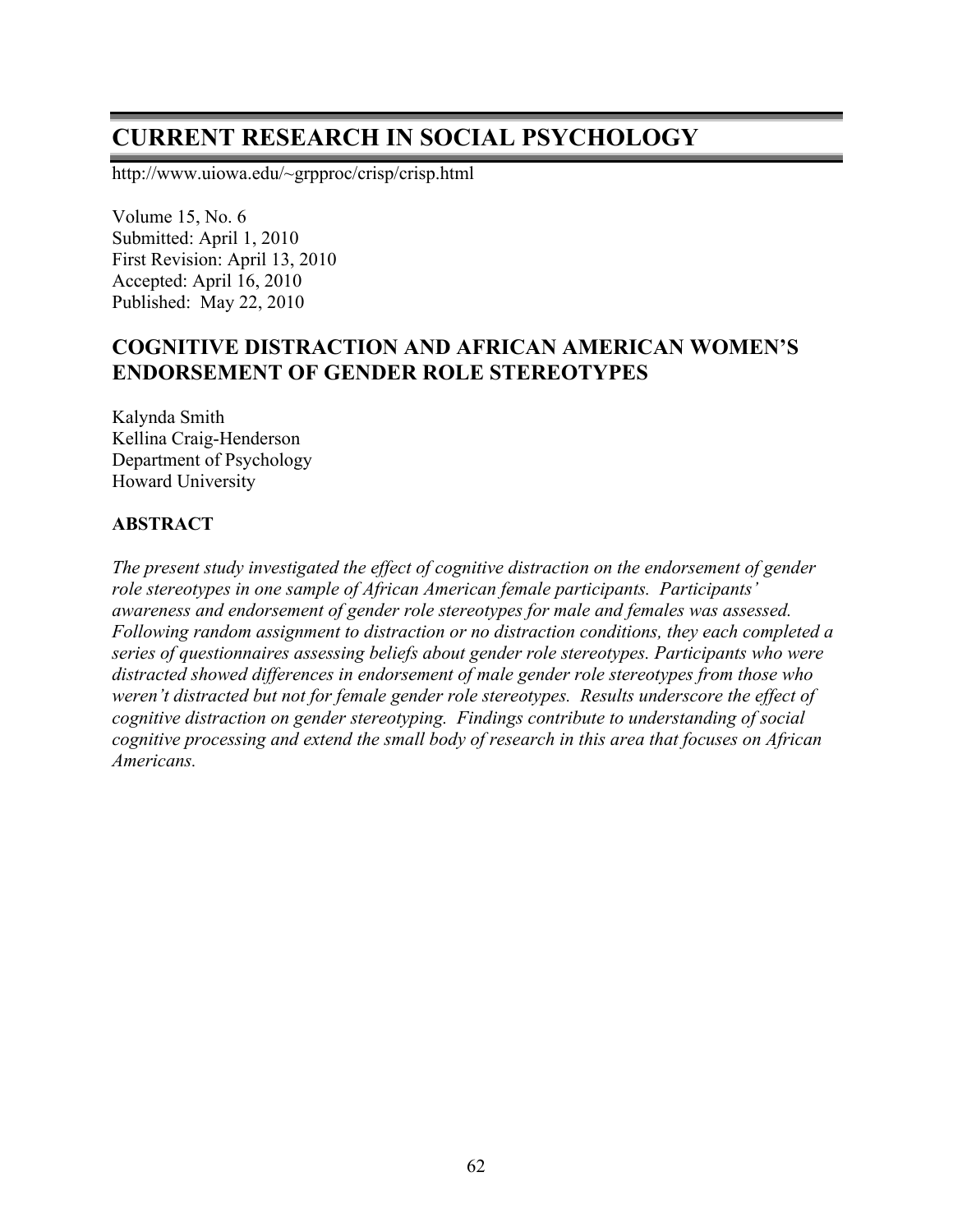# CURRENT RESEARCH IN SOCIAL PSYCHOLOGY

http://www.uiowa.edu/~grpproc/crisp/crisp.html

Volume 15, No. 6
Submitted: April 1, 2010
First Revision: April 13, 2010
Accepted: April 16, 2010
Published: May 22, 2010

## COGNITIVE DISTRACTION AND AFRICAN AMERICAN WOMEN'S ENDORSEMENT OF GENDER ROLE STEREOTYPES

Kalynda Smith
Kellina Craig-Henderson
Department of Psychology
Howard University

### ABSTRACT

*The present study investigated the effect of cognitive distraction on the endorsement of gender role stereotypes in one sample of African American female participants. Participants' awareness and endorsement of gender role stereotypes for male and females was assessed. Following random assignment to distraction or no distraction conditions, they each completed a series of questionnaires assessing beliefs about gender role stereotypes. Participants who were distracted showed differences in endorsement of male gender role stereotypes from those who weren't distracted but not for female gender role stereotypes. Results underscore the effect of cognitive distraction on gender stereotyping. Findings contribute to understanding of social cognitive processing and extend the small body of research in this area that focuses on African Americans.*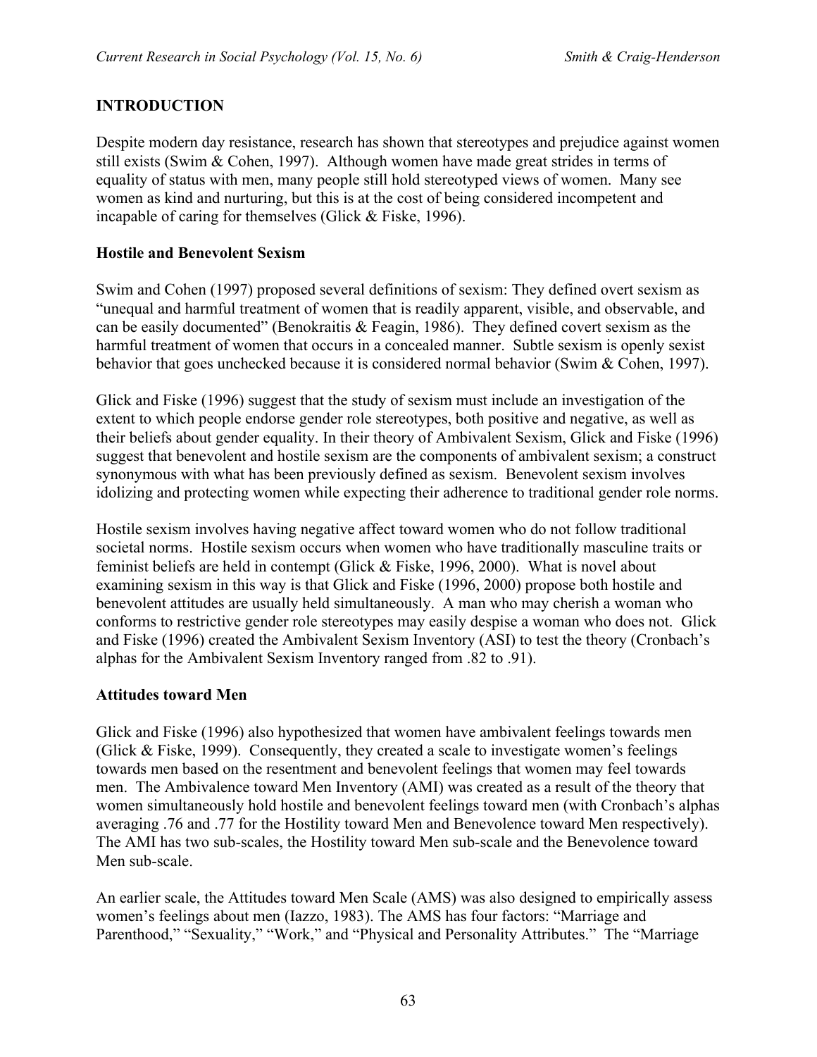## INTRODUCTION

Despite modern day resistance, research has shown that stereotypes and prejudice against women still exists (Swim & Cohen, 1997). Although women have made great strides in terms of equality of status with men, many people still hold stereotyped views of women. Many see women as kind and nurturing, but this is at the cost of being considered incompetent and incapable of caring for themselves (Glick & Fiske, 1996).

### Hostile and Benevolent Sexism

Swim and Cohen (1997) proposed several definitions of sexism: They defined overt sexism as "unequal and harmful treatment of women that is readily apparent, visible, and observable, and can be easily documented" (Benokraitis & Feagin, 1986). They defined covert sexism as the harmful treatment of women that occurs in a concealed manner. Subtle sexism is openly sexist behavior that goes unchecked because it is considered normal behavior (Swim & Cohen, 1997).

Glick and Fiske (1996) suggest that the study of sexism must include an investigation of the extent to which people endorse gender role stereotypes, both positive and negative, as well as their beliefs about gender equality. In their theory of Ambivalent Sexism, Glick and Fiske (1996) suggest that benevolent and hostile sexism are the components of ambivalent sexism; a construct synonymous with what has been previously defined as sexism. Benevolent sexism involves idolizing and protecting women while expecting their adherence to traditional gender role norms.

Hostile sexism involves having negative affect toward women who do not follow traditional societal norms. Hostile sexism occurs when women who have traditionally masculine traits or feminist beliefs are held in contempt (Glick & Fiske, 1996, 2000). What is novel about examining sexism in this way is that Glick and Fiske (1996, 2000) propose both hostile and benevolent attitudes are usually held simultaneously. A man who may cherish a woman who conforms to restrictive gender role stereotypes may easily despise a woman who does not. Glick and Fiske (1996) created the Ambivalent Sexism Inventory (ASI) to test the theory (Cronbach's alphas for the Ambivalent Sexism Inventory ranged from .82 to .91).

### Attitudes toward Men

Glick and Fiske (1996) also hypothesized that women have ambivalent feelings towards men (Glick & Fiske, 1999). Consequently, they created a scale to investigate women's feelings towards men based on the resentment and benevolent feelings that women may feel towards men. The Ambivalence toward Men Inventory (AMI) was created as a result of the theory that women simultaneously hold hostile and benevolent feelings toward men (with Cronbach's alphas averaging .76 and .77 for the Hostility toward Men and Benevolence toward Men respectively). The AMI has two sub-scales, the Hostility toward Men sub-scale and the Benevolence toward Men sub-scale.

An earlier scale, the Attitudes toward Men Scale (AMS) was also designed to empirically assess women's feelings about men (Iazzo, 1983). The AMS has four factors: "Marriage and Parenthood," "Sexuality," "Work," and "Physical and Personality Attributes." The "Marriage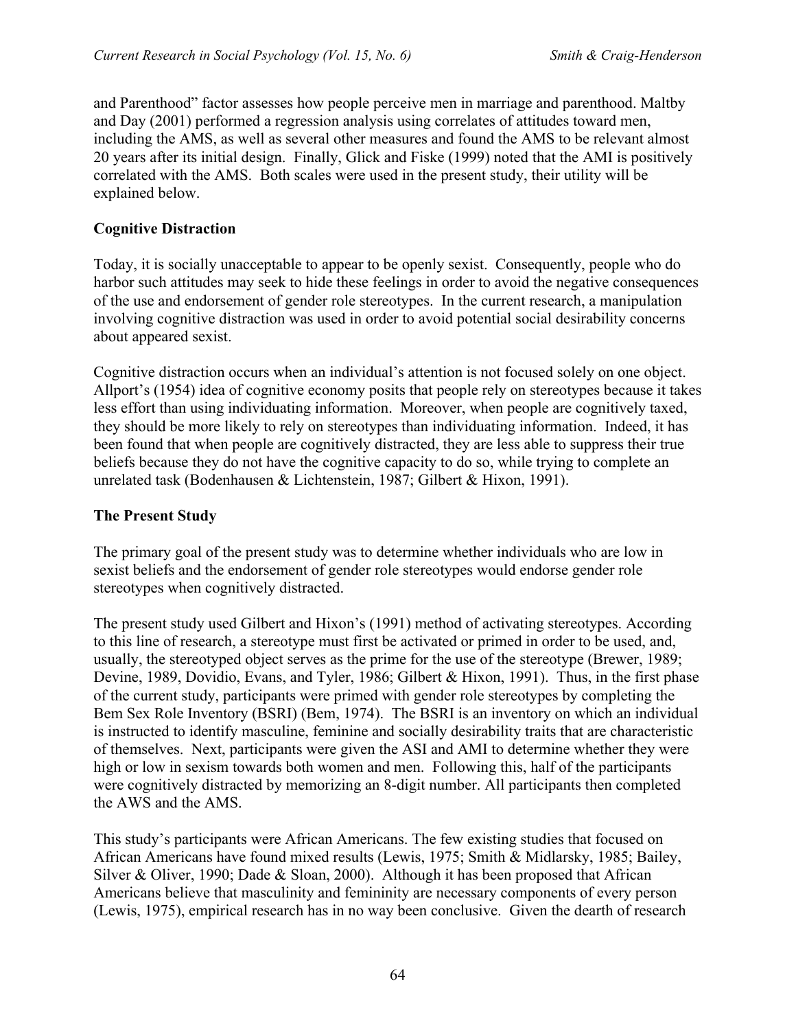and Parenthood" factor assesses how people perceive men in marriage and parenthood. Maltby and Day (2001) performed a regression analysis using correlates of attitudes toward men, including the AMS, as well as several other measures and found the AMS to be relevant almost 20 years after its initial design. Finally, Glick and Fiske (1999) noted that the AMI is positively correlated with the AMS. Both scales were used in the present study, their utility will be explained below.

### Cognitive Distraction

Today, it is socially unacceptable to appear to be openly sexist. Consequently, people who do harbor such attitudes may seek to hide these feelings in order to avoid the negative consequences of the use and endorsement of gender role stereotypes. In the current research, a manipulation involving cognitive distraction was used in order to avoid potential social desirability concerns about appeared sexist.

Cognitive distraction occurs when an individual's attention is not focused solely on one object. Allport's (1954) idea of cognitive economy posits that people rely on stereotypes because it takes less effort than using individuating information. Moreover, when people are cognitively taxed, they should be more likely to rely on stereotypes than individuating information. Indeed, it has been found that when people are cognitively distracted, they are less able to suppress their true beliefs because they do not have the cognitive capacity to do so, while trying to complete an unrelated task (Bodenhausen & Lichtenstein, 1987; Gilbert & Hixon, 1991).

### The Present Study

The primary goal of the present study was to determine whether individuals who are low in sexist beliefs and the endorsement of gender role stereotypes would endorse gender role stereotypes when cognitively distracted.

The present study used Gilbert and Hixon's (1991) method of activating stereotypes. According to this line of research, a stereotype must first be activated or primed in order to be used, and, usually, the stereotyped object serves as the prime for the use of the stereotype (Brewer, 1989; Devine, 1989, Dovidio, Evans, and Tyler, 1986; Gilbert & Hixon, 1991). Thus, in the first phase of the current study, participants were primed with gender role stereotypes by completing the Bem Sex Role Inventory (BSRI) (Bem, 1974). The BSRI is an inventory on which an individual is instructed to identify masculine, feminine and socially desirability traits that are characteristic of themselves. Next, participants were given the ASI and AMI to determine whether they were high or low in sexism towards both women and men. Following this, half of the participants were cognitively distracted by memorizing an 8-digit number. All participants then completed the AWS and the AMS.

This study's participants were African Americans. The few existing studies that focused on African Americans have found mixed results (Lewis, 1975; Smith & Midlarsky, 1985; Bailey, Silver & Oliver, 1990; Dade & Sloan, 2000). Although it has been proposed that African Americans believe that masculinity and femininity are necessary components of every person (Lewis, 1975), empirical research has in no way been conclusive. Given the dearth of research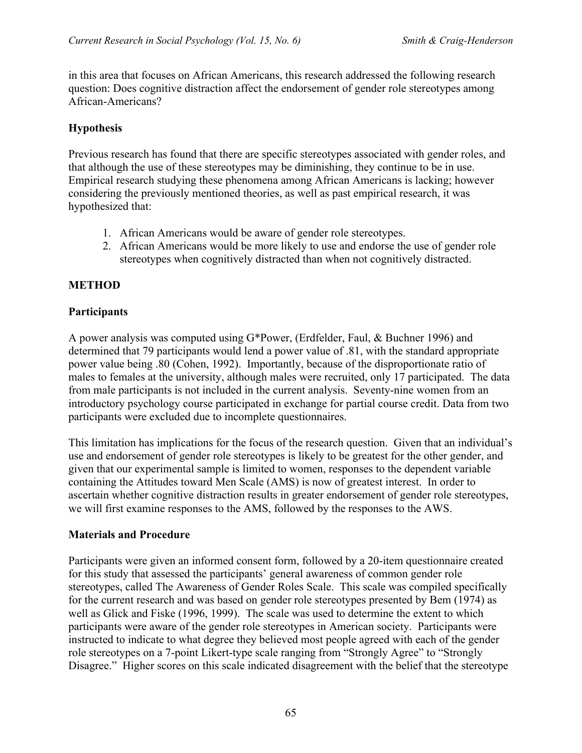in this area that focuses on African Americans, this research addressed the following research question: Does cognitive distraction affect the endorsement of gender role stereotypes among African-Americans?

### Hypothesis

Previous research has found that there are specific stereotypes associated with gender roles, and that although the use of these stereotypes may be diminishing, they continue to be in use. Empirical research studying these phenomena among African Americans is lacking; however considering the previously mentioned theories, as well as past empirical research, it was hypothesized that:

1. African Americans would be aware of gender role stereotypes.
2. African Americans would be more likely to use and endorse the use of gender role stereotypes when cognitively distracted than when not cognitively distracted.

## METHOD

### Participants

A power analysis was computed using G*Power, (Erdfelder, Faul, & Buchner 1996) and determined that 79 participants would lend a power value of .81, with the standard appropriate power value being .80 (Cohen, 1992). Importantly, because of the disproportionate ratio of males to females at the university, although males were recruited, only 17 participated. The data from male participants is not included in the current analysis. Seventy-nine women from an introductory psychology course participated in exchange for partial course credit. Data from two participants were excluded due to incomplete questionnaires.

This limitation has implications for the focus of the research question. Given that an individual's use and endorsement of gender role stereotypes is likely to be greatest for the other gender, and given that our experimental sample is limited to women, responses to the dependent variable containing the Attitudes toward Men Scale (AMS) is now of greatest interest. In order to ascertain whether cognitive distraction results in greater endorsement of gender role stereotypes, we will first examine responses to the AMS, followed by the responses to the AWS.

### Materials and Procedure

Participants were given an informed consent form, followed by a 20-item questionnaire created for this study that assessed the participants' general awareness of common gender role stereotypes, called The Awareness of Gender Roles Scale. This scale was compiled specifically for the current research and was based on gender role stereotypes presented by Bem (1974) as well as Glick and Fiske (1996, 1999). The scale was used to determine the extent to which participants were aware of the gender role stereotypes in American society. Participants were instructed to indicate to what degree they believed most people agreed with each of the gender role stereotypes on a 7-point Likert-type scale ranging from "Strongly Agree" to "Strongly Disagree." Higher scores on this scale indicated disagreement with the belief that the stereotype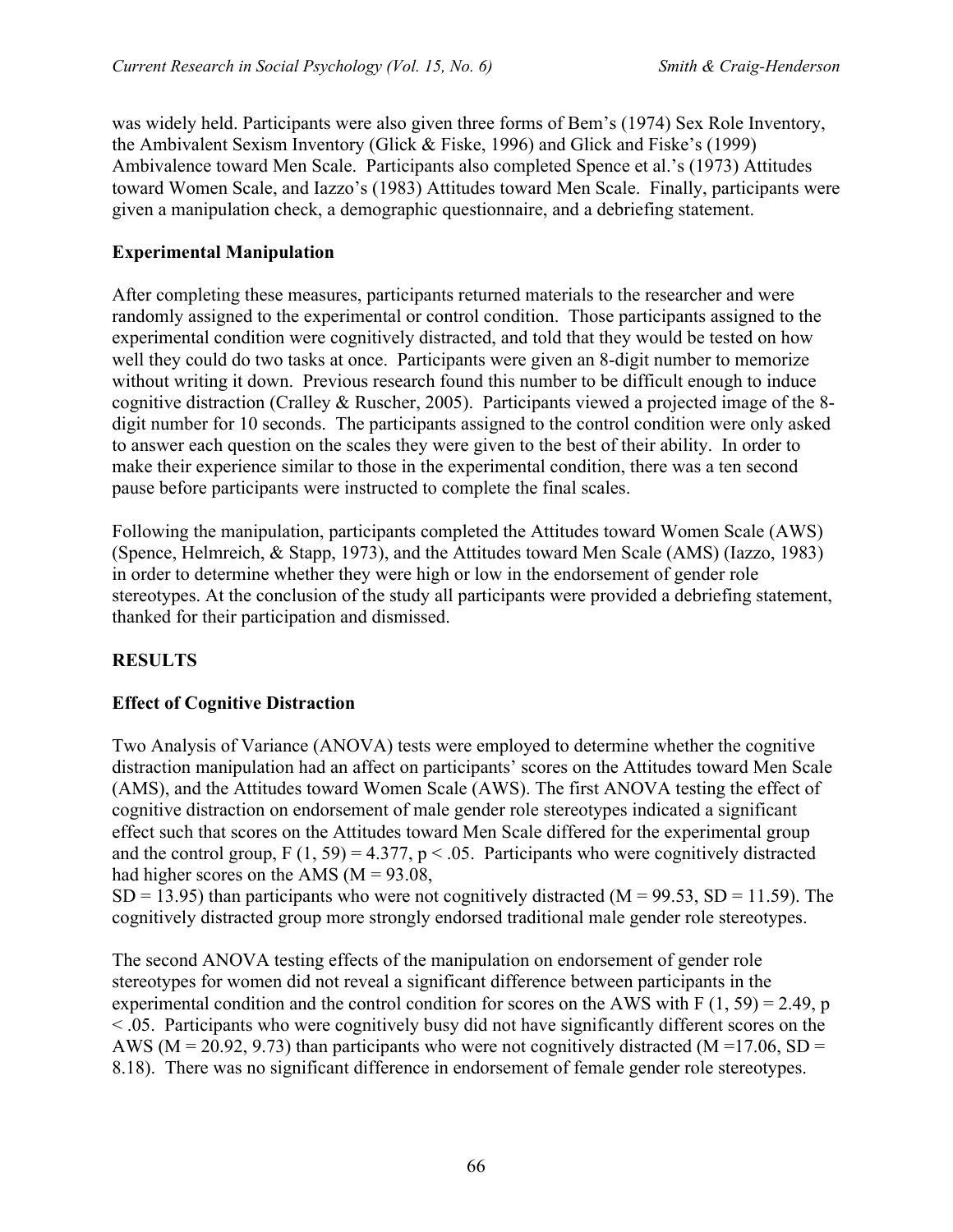was widely held. Participants were also given three forms of Bem's (1974) Sex Role Inventory, the Ambivalent Sexism Inventory (Glick & Fiske, 1996) and Glick and Fiske's (1999) Ambivalence toward Men Scale. Participants also completed Spence et al.'s (1973) Attitudes toward Women Scale, and Iazzo's (1983) Attitudes toward Men Scale. Finally, participants were given a manipulation check, a demographic questionnaire, and a debriefing statement.

### Experimental Manipulation

After completing these measures, participants returned materials to the researcher and were randomly assigned to the experimental or control condition. Those participants assigned to the experimental condition were cognitively distracted, and told that they would be tested on how well they could do two tasks at once. Participants were given an 8-digit number to memorize without writing it down. Previous research found this number to be difficult enough to induce cognitive distraction (Cralley & Ruscher, 2005). Participants viewed a projected image of the 8-digit number for 10 seconds. The participants assigned to the control condition were only asked to answer each question on the scales they were given to the best of their ability. In order to make their experience similar to those in the experimental condition, there was a ten second pause before participants were instructed to complete the final scales.

Following the manipulation, participants completed the Attitudes toward Women Scale (AWS) (Spence, Helmreich, & Stapp, 1973), and the Attitudes toward Men Scale (AMS) (Iazzo, 1983) in order to determine whether they were high or low in the endorsement of gender role stereotypes. At the conclusion of the study all participants were provided a debriefing statement, thanked for their participation and dismissed.

## RESULTS

### Effect of Cognitive Distraction

Two Analysis of Variance (ANOVA) tests were employed to determine whether the cognitive distraction manipulation had an affect on participants' scores on the Attitudes toward Men Scale (AMS), and the Attitudes toward Women Scale (AWS). The first ANOVA testing the effect of cognitive distraction on endorsement of male gender role stereotypes indicated a significant effect such that scores on the Attitudes toward Men Scale differed for the experimental group and the control group, $F(1, 59) = 4.377$, $p < .05$. Participants who were cognitively distracted had higher scores on the AMS ($M = 93.08$, $SD = 13.95$) than participants who were not cognitively distracted ($M = 99.53$, $SD = 11.59$). The cognitively distracted group more strongly endorsed traditional male gender role stereotypes.

The second ANOVA testing effects of the manipulation on endorsement of gender role stereotypes for women did not reveal a significant difference between participants in the experimental condition and the control condition for scores on the AWS with $F(1, 59) = 2.49$, $p < .05$. Participants who were cognitively busy did not have significantly different scores on the AWS ($M = 20.92$, $9.73$) than participants who were not cognitively distracted ($M = 17.06$, $SD = 8.18$). There was no significant difference in endorsement of female gender role stereotypes.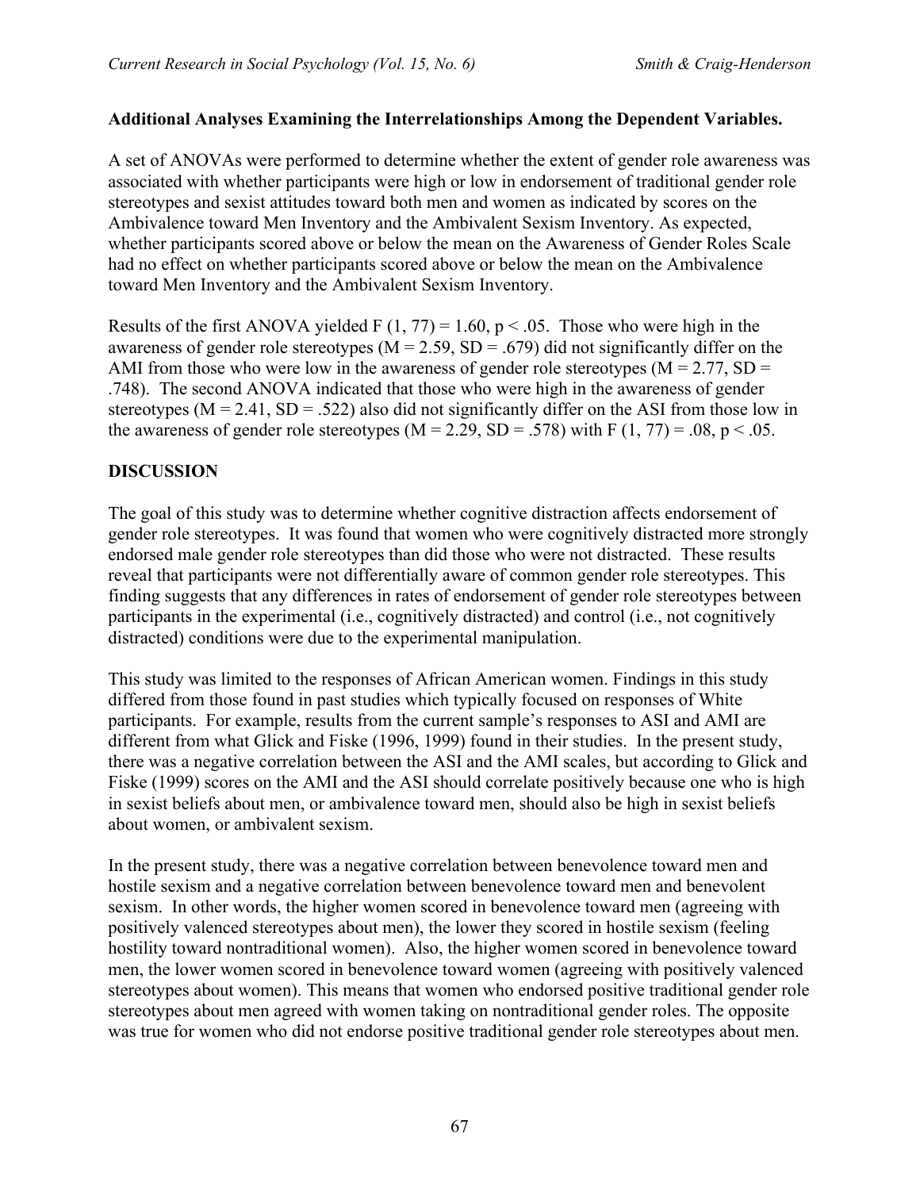**Additional Analyses Examining the Interrelationships Among the Dependent Variables.**

A set of ANOVAs were performed to determine whether the extent of gender role awareness was associated with whether participants were high or low in endorsement of traditional gender role stereotypes and sexist attitudes toward both men and women as indicated by scores on the Ambivalence toward Men Inventory and the Ambivalent Sexism Inventory. As expected, whether participants scored above or below the mean on the Awareness of Gender Roles Scale had no effect on whether participants scored above or below the mean on the Ambivalence toward Men Inventory and the Ambivalent Sexism Inventory.

Results of the first ANOVA yielded $F(1, 77) = 1.60$, $p < .05$. Those who were high in the awareness of gender role stereotypes ($M = 2.59$, $SD = .679$) did not significantly differ on the AMI from those who were low in the awareness of gender role stereotypes ($M = 2.77$, $SD = .748$). The second ANOVA indicated that those who were high in the awareness of gender stereotypes ($M = 2.41$, $SD = .522$) also did not significantly differ on the ASI from those low in the awareness of gender role stereotypes ($M = 2.29$, $SD = .578$) with $F(1, 77) = .08$, $p < .05$.

## DISCUSSION

The goal of this study was to determine whether cognitive distraction affects endorsement of gender role stereotypes. It was found that women who were cognitively distracted more strongly endorsed male gender role stereotypes than did those who were not distracted. These results reveal that participants were not differentially aware of common gender role stereotypes. This finding suggests that any differences in rates of endorsement of gender role stereotypes between participants in the experimental (i.e., cognitively distracted) and control (i.e., not cognitively distracted) conditions were due to the experimental manipulation.

This study was limited to the responses of African American women. Findings in this study differed from those found in past studies which typically focused on responses of White participants. For example, results from the current sample's responses to ASI and AMI are different from what Glick and Fiske (1996, 1999) found in their studies. In the present study, there was a negative correlation between the ASI and the AMI scales, but according to Glick and Fiske (1999) scores on the AMI and the ASI should correlate positively because one who is high in sexist beliefs about men, or ambivalence toward men, should also be high in sexist beliefs about women, or ambivalent sexism.

In the present study, there was a negative correlation between benevolence toward men and hostile sexism and a negative correlation between benevolence toward men and benevolent sexism. In other words, the higher women scored in benevolence toward men (agreeing with positively valenced stereotypes about men), the lower they scored in hostile sexism (feeling hostility toward nontraditional women). Also, the higher women scored in benevolence toward men, the lower women scored in benevolence toward women (agreeing with positively valenced stereotypes about women). This means that women who endorsed positive traditional gender role stereotypes about men agreed with women taking on nontraditional gender roles. The opposite was true for women who did not endorse positive traditional gender role stereotypes about men.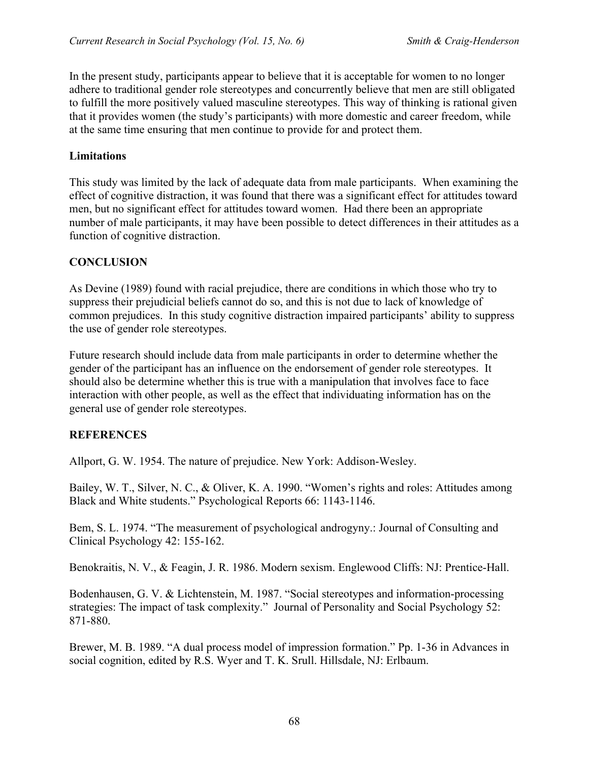In the present study, participants appear to believe that it is acceptable for women to no longer adhere to traditional gender role stereotypes and concurrently believe that men are still obligated to fulfill the more positively valued masculine stereotypes. This way of thinking is rational given that it provides women (the study's participants) with more domestic and career freedom, while at the same time ensuring that men continue to provide for and protect them.

## Limitations

This study was limited by the lack of adequate data from male participants. When examining the effect of cognitive distraction, it was found that there was a significant effect for attitudes toward men, but no significant effect for attitudes toward women. Had there been an appropriate number of male participants, it may have been possible to detect differences in their attitudes as a function of cognitive distraction.

## CONCLUSION

As Devine (1989) found with racial prejudice, there are conditions in which those who try to suppress their prejudicial beliefs cannot do so, and this is not due to lack of knowledge of common prejudices. In this study cognitive distraction impaired participants' ability to suppress the use of gender role stereotypes.

Future research should include data from male participants in order to determine whether the gender of the participant has an influence on the endorsement of gender role stereotypes. It should also be determine whether this is true with a manipulation that involves face to face interaction with other people, as well as the effect that individuating information has on the general use of gender role stereotypes.

## REFERENCES

Allport, G. W. 1954. The nature of prejudice. New York: Addison-Wesley.

Bailey, W. T., Silver, N. C., & Oliver, K. A. 1990. "Women's rights and roles: Attitudes among Black and White students." Psychological Reports 66: 1143-1146.

Bem, S. L. 1974. "The measurement of psychological androgyny.: Journal of Consulting and Clinical Psychology 42: 155-162.

Benokraitis, N. V., & Feagin, J. R. 1986. Modern sexism. Englewood Cliffs: NJ: Prentice-Hall.

Bodenhausen, G. V. & Lichtenstein, M. 1987. "Social stereotypes and information-processing strategies: The impact of task complexity." Journal of Personality and Social Psychology 52: 871-880.

Brewer, M. B. 1989. "A dual process model of impression formation." Pp. 1-36 in Advances in social cognition, edited by R.S. Wyer and T. K. Srull. Hillsdale, NJ: Erlbaum.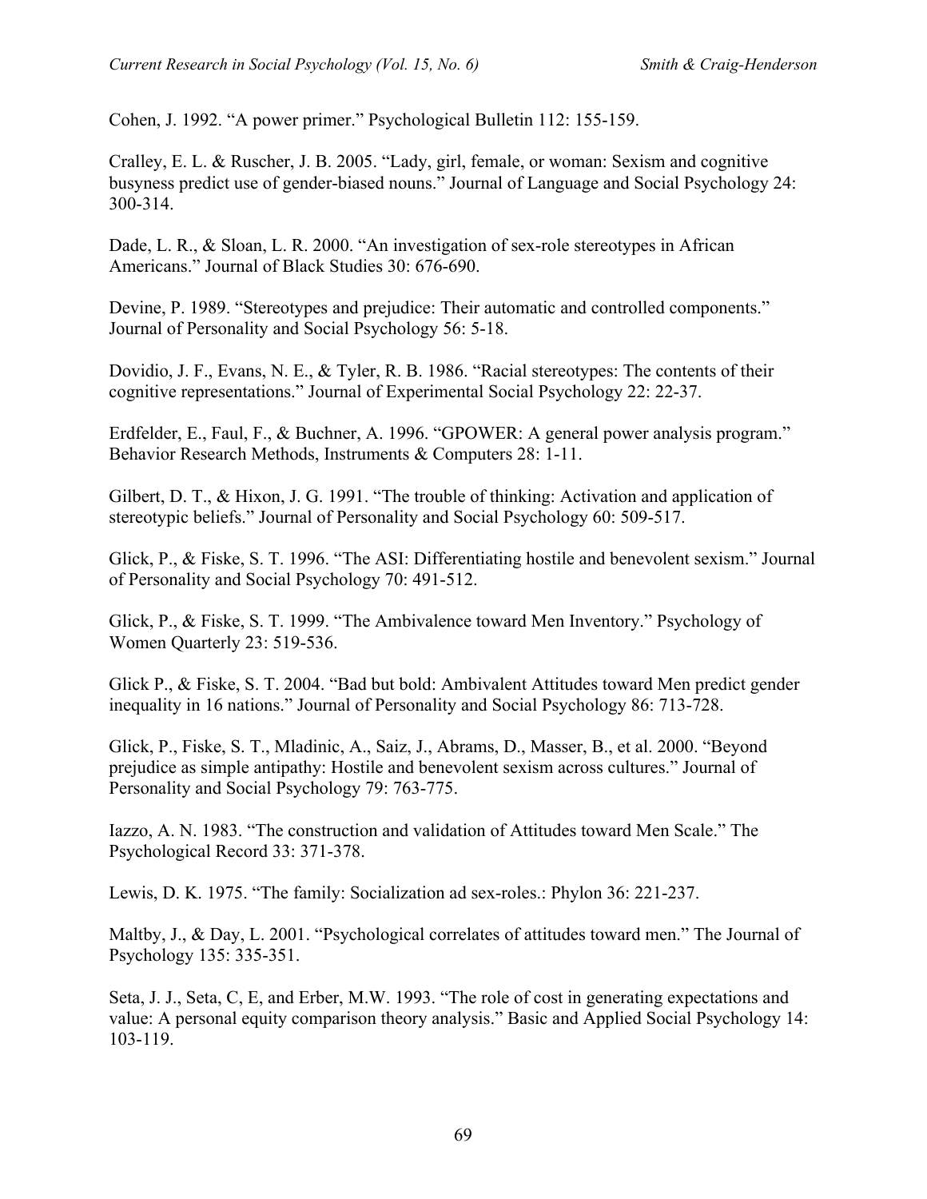Cohen, J. 1992. “A power primer.” Psychological Bulletin 112: 155-159.

Cralley, E. L. & Ruscher, J. B. 2005. “Lady, girl, female, or woman: Sexism and cognitive busyness predict use of gender-biased nouns.” Journal of Language and Social Psychology 24: 300-314.

Dade, L. R., & Sloan, L. R. 2000. “An investigation of sex-role stereotypes in African Americans.” Journal of Black Studies 30: 676-690.

Devine, P. 1989. “Stereotypes and prejudice: Their automatic and controlled components.” Journal of Personality and Social Psychology 56: 5-18.

Dovidio, J. F., Evans, N. E., & Tyler, R. B. 1986. “Racial stereotypes: The contents of their cognitive representations.” Journal of Experimental Social Psychology 22: 22-37.

Erdfelder, E., Faul, F., & Buchner, A. 1996. “GPOWER: A general power analysis program.” Behavior Research Methods, Instruments & Computers 28: 1-11.

Gilbert, D. T., & Hixon, J. G. 1991. “The trouble of thinking: Activation and application of stereotypic beliefs.” Journal of Personality and Social Psychology 60: 509-517.

Glick, P., & Fiske, S. T. 1996. “The ASI: Differentiating hostile and benevolent sexism.” Journal of Personality and Social Psychology 70: 491-512.

Glick, P., & Fiske, S. T. 1999. “The Ambivalence toward Men Inventory.” Psychology of Women Quarterly 23: 519-536.

Glick P., & Fiske, S. T. 2004. “Bad but bold: Ambivalent Attitudes toward Men predict gender inequality in 16 nations.” Journal of Personality and Social Psychology 86: 713-728.

Glick, P., Fiske, S. T., Mladinic, A., Saiz, J., Abrams, D., Masser, B., et al. 2000. “Beyond prejudice as simple antipathy: Hostile and benevolent sexism across cultures.” Journal of Personality and Social Psychology 79: 763-775.

Iazzo, A. N. 1983. “The construction and validation of Attitudes toward Men Scale.” The Psychological Record 33: 371-378.

Lewis, D. K. 1975. “The family: Socialization ad sex-roles.: Phylon 36: 221-237.

Maltby, J., & Day, L. 2001. “Psychological correlates of attitudes toward men.” The Journal of Psychology 135: 335-351.

Seta, J. J., Seta, C, E, and Erber, M.W. 1993. “The role of cost in generating expectations and value: A personal equity comparison theory analysis.” Basic and Applied Social Psychology 14: 103-119.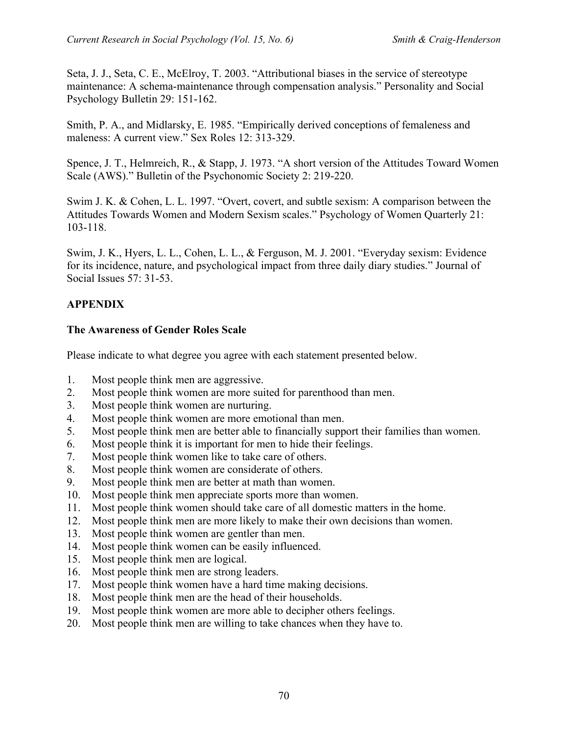Seta, J. J., Seta, C. E., McElroy, T. 2003. "Attributional biases in the service of stereotype maintenance: A schema-maintenance through compensation analysis." Personality and Social Psychology Bulletin 29: 151-162.

Smith, P. A., and Midlarsky, E. 1985. "Empirically derived conceptions of femaleness and maleness: A current view." Sex Roles 12: 313-329.

Spence, J. T., Helmreich, R., & Stapp, J. 1973. "A short version of the Attitudes Toward Women Scale (AWS)." Bulletin of the Psychonomic Society 2: 219-220.

Swim J. K. & Cohen, L. L. 1997. "Overt, covert, and subtle sexism: A comparison between the Attitudes Towards Women and Modern Sexism scales." Psychology of Women Quarterly 21: 103-118.

Swim, J. K., Hyers, L. L., Cohen, L. L., & Ferguson, M. J. 2001. "Everyday sexism: Evidence for its incidence, nature, and psychological impact from three daily diary studies." Journal of Social Issues 57: 31-53.

## APPENDIX

### The Awareness of Gender Roles Scale

Please indicate to what degree you agree with each statement presented below.

1. Most people think men are aggressive.
2. Most people think women are more suited for parenthood than men.
3. Most people think women are nurturing.
4. Most people think women are more emotional than men.
5. Most people think men are better able to financially support their families than women.
6. Most people think it is important for men to hide their feelings.
7. Most people think women like to take care of others.
8. Most people think women are considerate of others.
9. Most people think men are better at math than women.
10. Most people think men appreciate sports more than women.
11. Most people think women should take care of all domestic matters in the home.
12. Most people think men are more likely to make their own decisions than women.
13. Most people think women are gentler than men.
14. Most people think women can be easily influenced.
15. Most people think men are logical.
16. Most people think men are strong leaders.
17. Most people think women have a hard time making decisions.
18. Most people think men are the head of their households.
19. Most people think women are more able to decipher others feelings.
20. Most people think men are willing to take chances when they have to.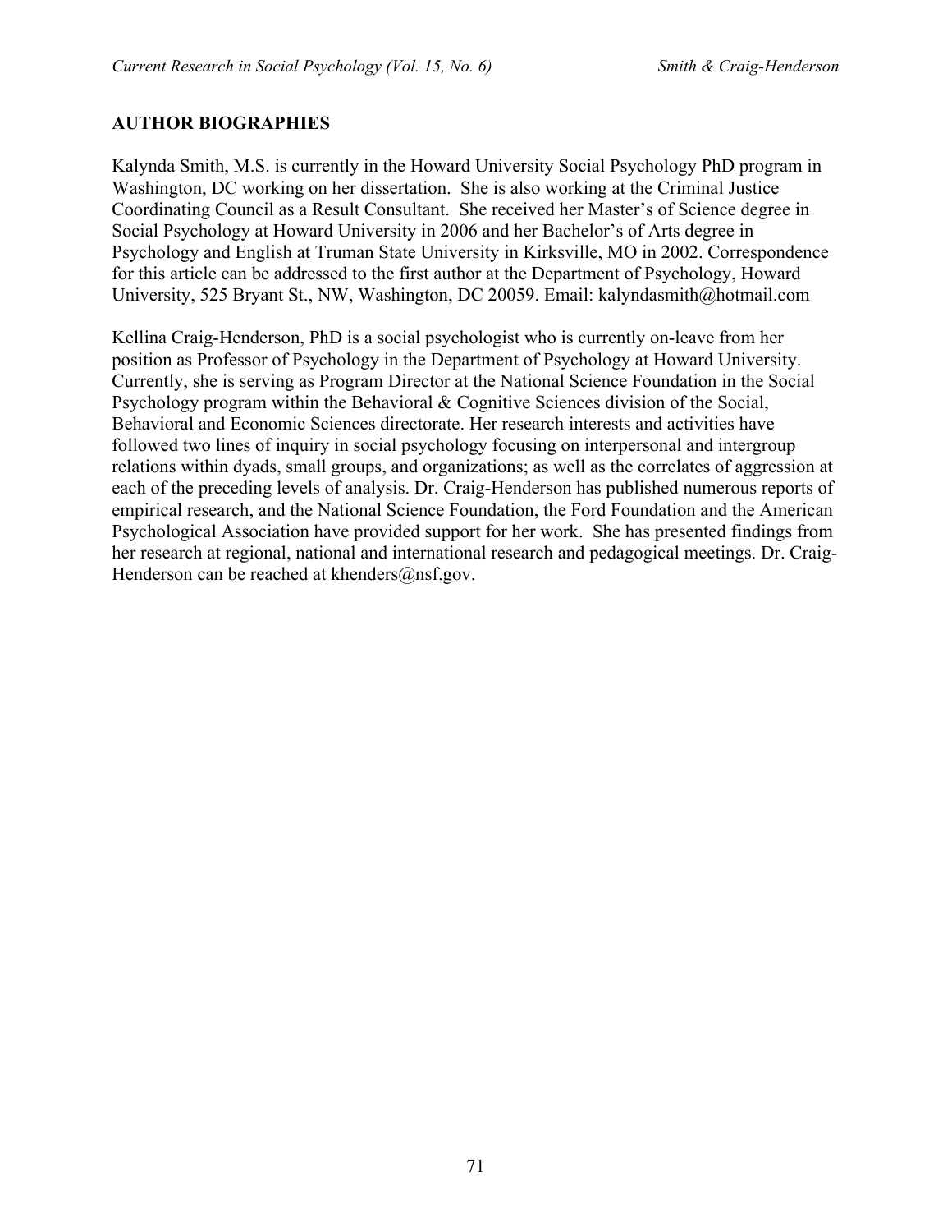## AUTHOR BIOGRAPHIES

Kalynda Smith, M.S. is currently in the Howard University Social Psychology PhD program in Washington, DC working on her dissertation. She is also working at the Criminal Justice Coordinating Council as a Result Consultant. She received her Master's of Science degree in Social Psychology at Howard University in 2006 and her Bachelor's of Arts degree in Psychology and English at Truman State University in Kirksville, MO in 2002. Correspondence for this article can be addressed to the first author at the Department of Psychology, Howard University, 525 Bryant St., NW, Washington, DC 20059. Email: kalyndasmith@hotmail.com

Kellina Craig-Henderson, PhD is a social psychologist who is currently on-leave from her position as Professor of Psychology in the Department of Psychology at Howard University. Currently, she is serving as Program Director at the National Science Foundation in the Social Psychology program within the Behavioral & Cognitive Sciences division of the Social, Behavioral and Economic Sciences directorate. Her research interests and activities have followed two lines of inquiry in social psychology focusing on interpersonal and intergroup relations within dyads, small groups, and organizations; as well as the correlates of aggression at each of the preceding levels of analysis. Dr. Craig-Henderson has published numerous reports of empirical research, and the National Science Foundation, the Ford Foundation and the American Psychological Association have provided support for her work. She has presented findings from her research at regional, national and international research and pedagogical meetings. Dr. Craig-Henderson can be reached at khenders@nsf.gov.